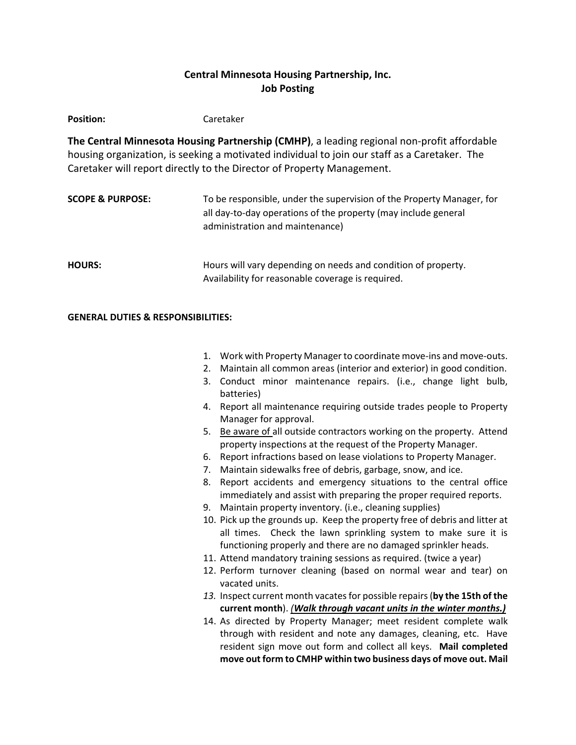# Central Minnesota Housing Partnership, Inc.
## Job Posting

**Position:** Caretaker

**The Central Minnesota Housing Partnership (CMHP)**, a leading regional non-profit affordable housing organization, is seeking a motivated individual to join our staff as a Caretaker. The Caretaker will report directly to the Director of Property Management.

**SCOPE & PURPOSE:** To be responsible, under the supervision of the Property Manager, for all day-to-day operations of the property (may include general administration and maintenance)

**HOURS:** Hours will vary depending on needs and condition of property. Availability for reasonable coverage is required.

**GENERAL DUTIES & RESPONSIBILITIES:**

1. Work with Property Manager to coordinate move-ins and move-outs.
2. Maintain all common areas (interior and exterior) in good condition.
3. Conduct minor maintenance repairs. (i.e., change light bulb, batteries)
4. Report all maintenance requiring outside trades people to Property Manager for approval.
5. <u>Be aware of</u> all outside contractors working on the property. Attend property inspections at the request of the Property Manager.
6. Report infractions based on lease violations to Property Manager.
7. Maintain sidewalks free of debris, garbage, snow, and ice.
8. Report accidents and emergency situations to the central office immediately and assist with preparing the proper required reports.
9. Maintain property inventory. (i.e., cleaning supplies)
10. Pick up the grounds up. Keep the property free of debris and litter at all times. Check the lawn sprinkling system to make sure it is functioning properly and there are no damaged sprinkler heads.
11. Attend mandatory training sessions as required. (twice a year)
12. Perform turnover cleaning (based on normal wear and tear) on vacated units.
13. Inspect current month vacates for possible repairs (**by the 15th of the current month**). ***<u>(Walk through vacant units in the winter months.)</u>***
14. As directed by Property Manager; meet resident complete walk through with resident and note any damages, cleaning, etc. Have resident sign move out form and collect all keys. **Mail completed move out form to CMHP within two business days of move out. Mail**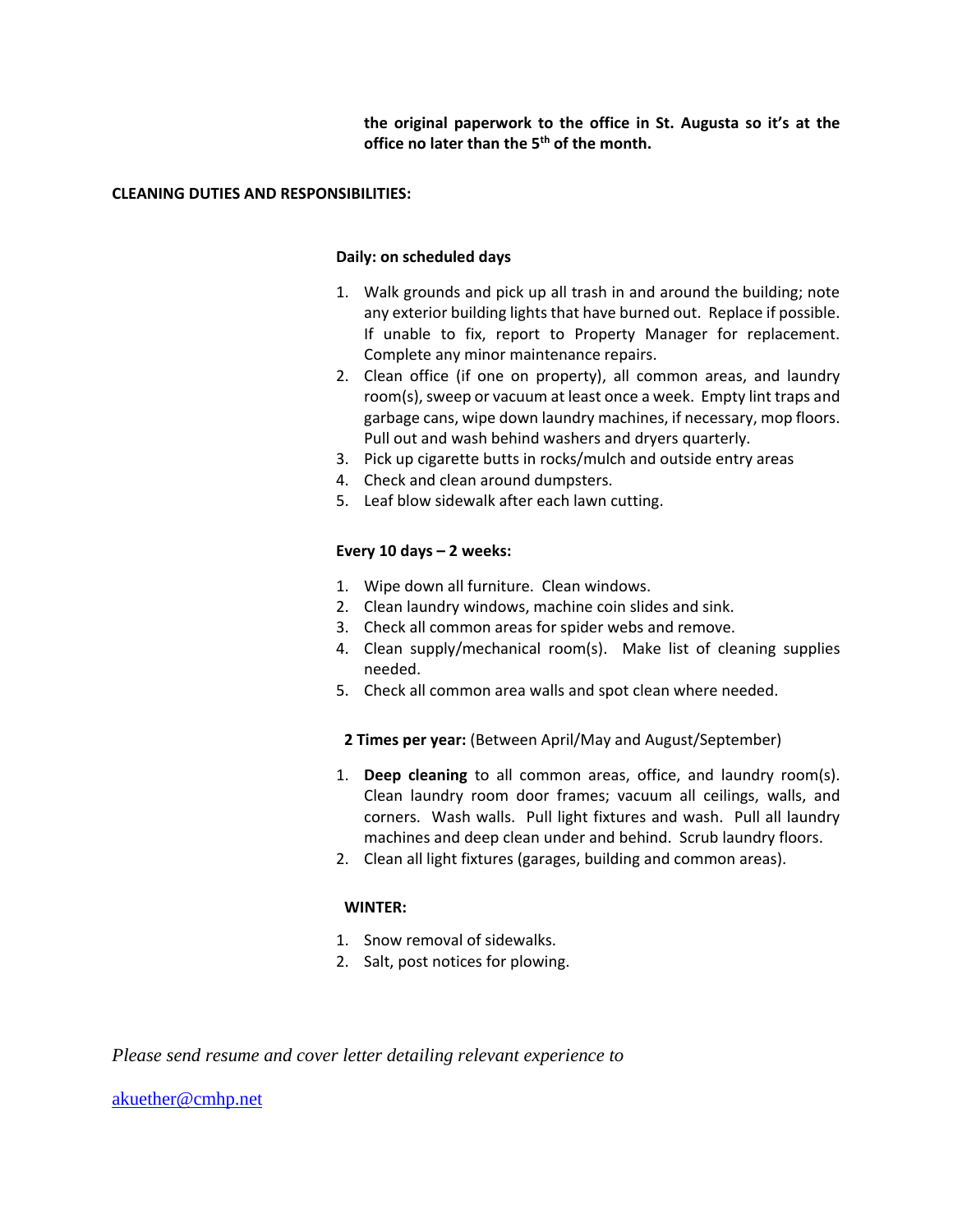**the original paperwork to the office in St. Augusta so it's at the office no later than the 5th of the month.**

**CLEANING DUTIES AND RESPONSIBILITIES:**

**Daily: on scheduled days**

1. Walk grounds and pick up all trash in and around the building; note any exterior building lights that have burned out. Replace if possible. If unable to fix, report to Property Manager for replacement. Complete any minor maintenance repairs.
2. Clean office (if one on property), all common areas, and laundry room(s), sweep or vacuum at least once a week. Empty lint traps and garbage cans, wipe down laundry machines, if necessary, mop floors. Pull out and wash behind washers and dryers quarterly.
3. Pick up cigarette butts in rocks/mulch and outside entry areas
4. Check and clean around dumpsters.
5. Leaf blow sidewalk after each lawn cutting.

**Every 10 days – 2 weeks:**

1. Wipe down all furniture. Clean windows.
2. Clean laundry windows, machine coin slides and sink.
3. Check all common areas for spider webs and remove.
4. Clean supply/mechanical room(s). Make list of cleaning supplies needed.
5. Check all common area walls and spot clean where needed.

**2 Times per year:** (Between April/May and August/September)

1. **Deep cleaning** to all common areas, office, and laundry room(s). Clean laundry room door frames; vacuum all ceilings, walls, and corners. Wash walls. Pull light fixtures and wash. Pull all laundry machines and deep clean under and behind. Scrub laundry floors.
2. Clean all light fixtures (garages, building and common areas).

**WINTER:**

1. Snow removal of sidewalks.
2. Salt, post notices for plowing.

*Please send resume and cover letter detailing relevant experience to*

akuether@cmhp.net